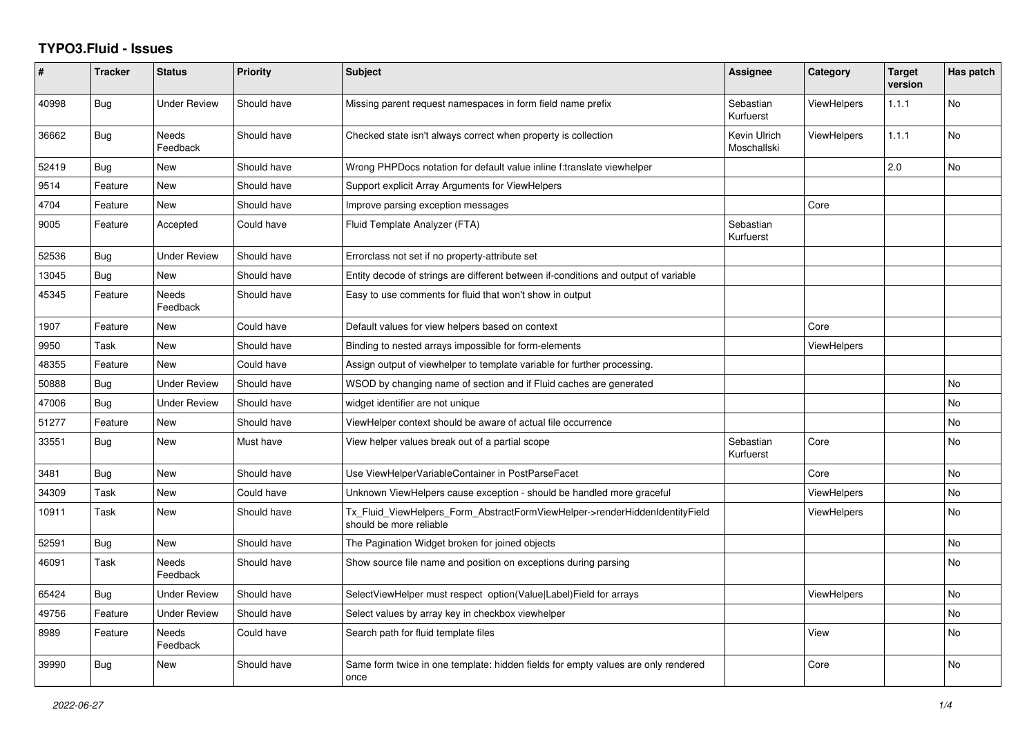# TYPO3.Fluid - Issues

| # | Tracker | Status | Priority | Subject | Assignee | Category | Target version | Has patch |
|---|---|---|---|---|---|---|---|---|
| 40998 | Bug | Under Review | Should have | Missing parent request namespaces in form field name prefix | Sebastian Kurfuerst | ViewHelpers | 1.1.1 | No |
| 36662 | Bug | Needs Feedback | Should have | Checked state isn't always correct when property is collection | Kevin Ulrich Moschallski | ViewHelpers | 1.1.1 | No |
| 52419 | Bug | New | Should have | Wrong PHPDocs notation for default value inline f:translate viewhelper | | | 2.0 | No |
| 9514 | Feature | New | Should have | Support explicit Array Arguments for ViewHelpers | | | | |
| 4704 | Feature | New | Should have | Improve parsing exception messages | | Core | | |
| 9005 | Feature | Accepted | Could have | Fluid Template Analyzer (FTA) | Sebastian Kurfuerst | | | |
| 52536 | Bug | Under Review | Should have | Errorclass not set if no property-attribute set | | | | |
| 13045 | Bug | New | Should have | Entity decode of strings are different between if-conditions and output of variable | | | | |
| 45345 | Feature | Needs Feedback | Should have | Easy to use comments for fluid that won't show in output | | | | |
| 1907 | Feature | New | Could have | Default values for view helpers based on context | | Core | | |
| 9950 | Task | New | Should have | Binding to nested arrays impossible for form-elements | | ViewHelpers | | |
| 48355 | Feature | New | Could have | Assign output of viewhelper to template variable for further processing. | | | | |
| 50888 | Bug | Under Review | Should have | WSOD by changing name of section and if Fluid caches are generated | | | | No |
| 47006 | Bug | Under Review | Should have | widget identifier are not unique | | | | No |
| 51277 | Feature | New | Should have | ViewHelper context should be aware of actual file occurrence | | | | No |
| 33551 | Bug | New | Must have | View helper values break out of a partial scope | Sebastian Kurfuerst | Core | | No |
| 3481 | Bug | New | Should have | Use ViewHelperVariableContainer in PostParseFacet | | Core | | No |
| 34309 | Task | New | Could have | Unknown ViewHelpers cause exception - should be handled more graceful | | ViewHelpers | | No |
| 10911 | Task | New | Should have | Tx_Fluid_ViewHelpers_Form_AbstractFormViewHelper->renderHiddenIdentityField should be more reliable | | ViewHelpers | | No |
| 52591 | Bug | New | Should have | The Pagination Widget broken for joined objects | | | | No |
| 46091 | Task | Needs Feedback | Should have | Show source file name and position on exceptions during parsing | | | | No |
| 65424 | Bug | Under Review | Should have | SelectViewHelper must respect option(Value\|Label)Field for arrays | | ViewHelpers | | No |
| 49756 | Feature | Under Review | Should have | Select values by array key in checkbox viewhelper | | | | No |
| 8989 | Feature | Needs Feedback | Could have | Search path for fluid template files | | View | | No |
| 39990 | Bug | New | Should have | Same form twice in one template: hidden fields for empty values are only rendered once | | Core | | No |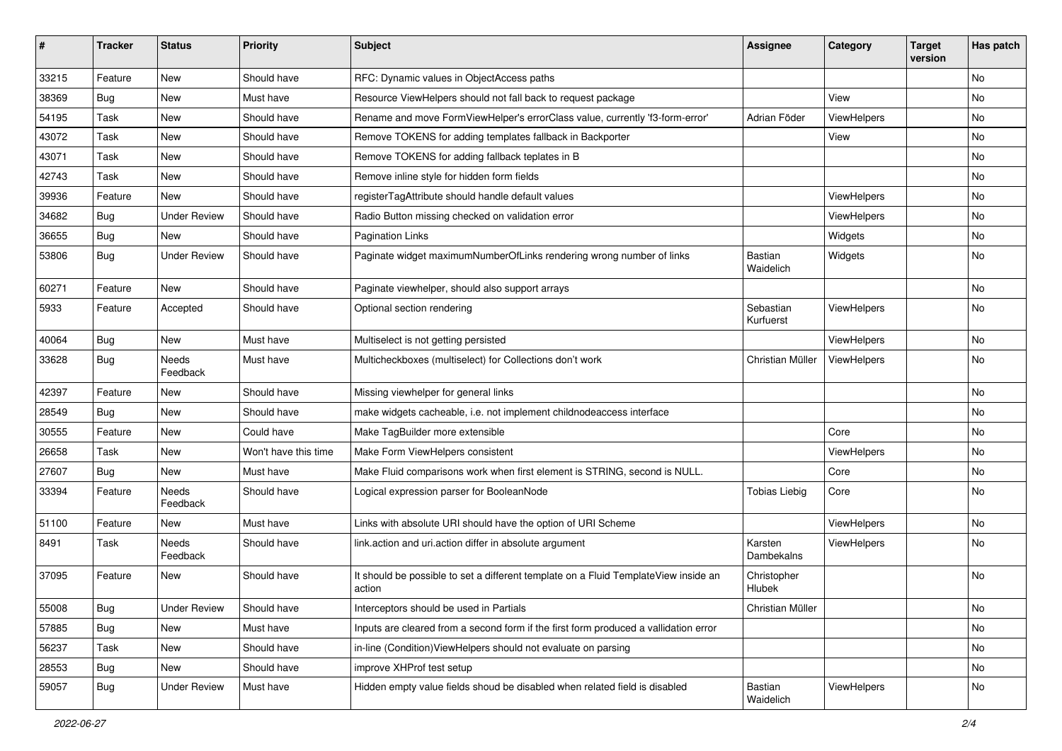| # | Tracker | Status | Priority | Subject | Assignee | Category | Target version | Has patch |
|---|---|---|---|---|---|---|---|---|
| 33215 | Feature | New | Should have | RFC: Dynamic values in ObjectAccess paths | | | | No |
| 38369 | Bug | New | Must have | Resource ViewHelpers should not fall back to request package | | View | | No |
| 54195 | Task | New | Should have | Rename and move FormViewHelper's errorClass value, currently 'f3-form-error' | Adrian Föder | ViewHelpers | | No |
| 43072 | Task | New | Should have | Remove TOKENS for adding templates fallback in Backporter | | View | | No |
| 43071 | Task | New | Should have | Remove TOKENS for adding fallback teplates in B | | | | No |
| 42743 | Task | New | Should have | Remove inline style for hidden form fields | | | | No |
| 39936 | Feature | New | Should have | registerTagAttribute should handle default values | | ViewHelpers | | No |
| 34682 | Bug | Under Review | Should have | Radio Button missing checked on validation error | | ViewHelpers | | No |
| 36655 | Bug | New | Should have | Pagination Links | | Widgets | | No |
| 53806 | Bug | Under Review | Should have | Paginate widget maximumNumberOfLinks rendering wrong number of links | Bastian Waidelich | Widgets | | No |
| 60271 | Feature | New | Should have | Paginate viewhelper, should also support arrays | | | | No |
| 5933 | Feature | Accepted | Should have | Optional section rendering | Sebastian Kurfuerst | ViewHelpers | | No |
| 40064 | Bug | New | Must have | Multiselect is not getting persisted | | ViewHelpers | | No |
| 33628 | Bug | Needs Feedback | Must have | Multicheckboxes (multiselect) for Collections don't work | Christian Müller | ViewHelpers | | No |
| 42397 | Feature | New | Should have | Missing viewhelper for general links | | | | No |
| 28549 | Bug | New | Should have | make widgets cacheable, i.e. not implement childnodeaccess interface | | | | No |
| 30555 | Feature | New | Could have | Make TagBuilder more extensible | | Core | | No |
| 26658 | Task | New | Won't have this time | Make Form ViewHelpers consistent | | ViewHelpers | | No |
| 27607 | Bug | New | Must have | Make Fluid comparisons work when first element is STRING, second is NULL. | | Core | | No |
| 33394 | Feature | Needs Feedback | Should have | Logical expression parser for BooleanNode | Tobias Liebig | Core | | No |
| 51100 | Feature | New | Must have | Links with absolute URI should have the option of URI Scheme | | ViewHelpers | | No |
| 8491 | Task | Needs Feedback | Should have | link.action and uri.action differ in absolute argument | Karsten Dambekalns | ViewHelpers | | No |
| 37095 | Feature | New | Should have | It should be possible to set a different template on a Fluid TemplateView inside an action | Christopher Hlubek | | | No |
| 55008 | Bug | Under Review | Should have | Interceptors should be used in Partials | Christian Müller | | | No |
| 57885 | Bug | New | Must have | Inputs are cleared from a second form if the first form produced a vallidation error | | | | No |
| 56237 | Task | New | Should have | in-line (Condition)ViewHelpers should not evaluate on parsing | | | | No |
| 28553 | Bug | New | Should have | improve XHProf test setup | | | | No |
| 59057 | Bug | Under Review | Must have | Hidden empty value fields shoud be disabled when related field is disabled | Bastian Waidelich | ViewHelpers | | No |

*2022-06-27*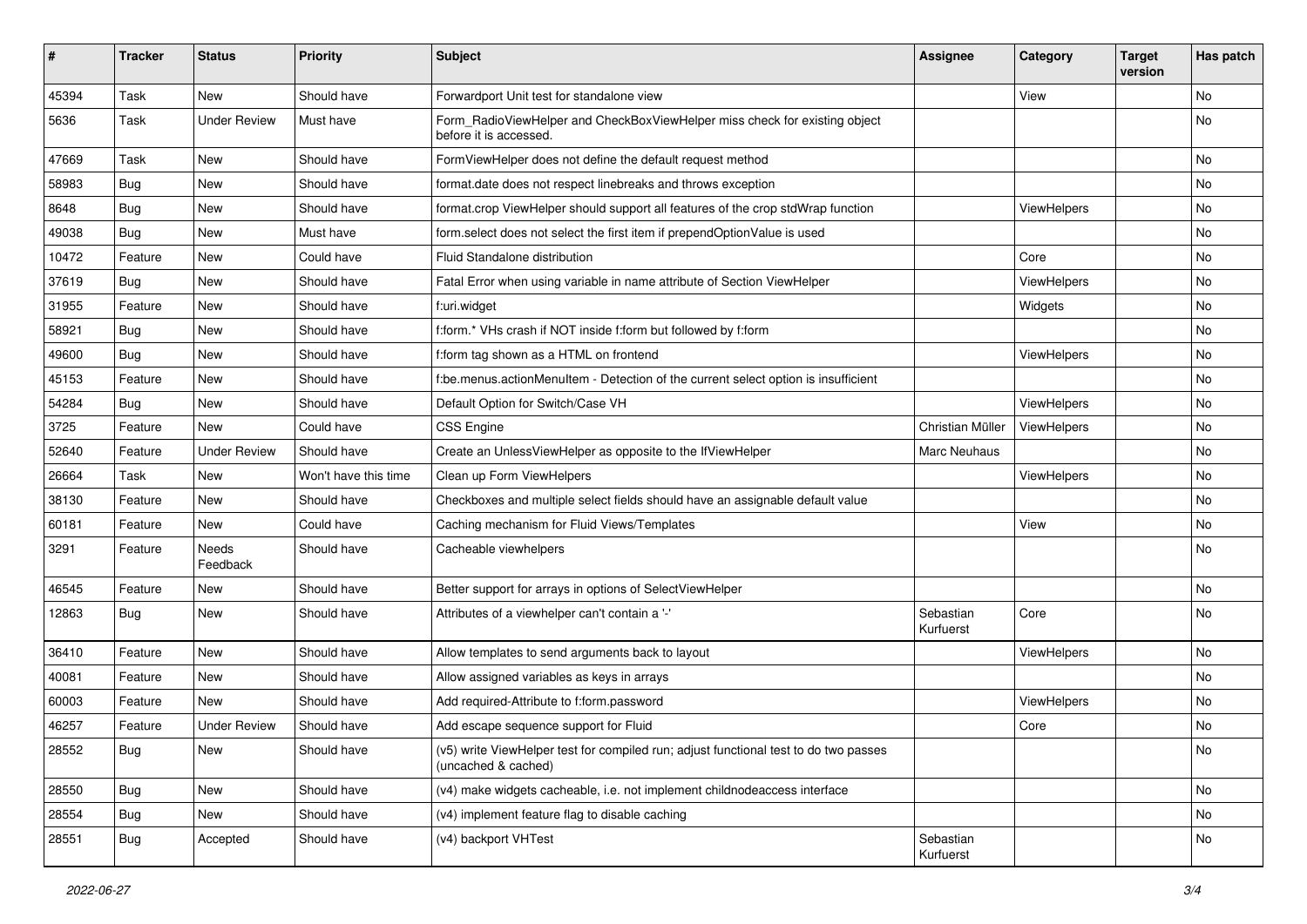| # | Tracker | Status | Priority | Subject | Assignee | Category | Target version | Has patch |
|---|---|---|---|---|---|---|---|---|
| 45394 | Task | New | Should have | Forwardport Unit test for standalone view | | View | | No |
| 5636 | Task | Under Review | Must have | Form_RadioViewHelper and CheckBoxViewHelper miss check for existing object before it is accessed. | | | | No |
| 47669 | Task | New | Should have | FormViewHelper does not define the default request method | | | | No |
| 58983 | Bug | New | Should have | format.date does not respect linebreaks and throws exception | | | | No |
| 8648 | Bug | New | Should have | format.crop ViewHelper should support all features of the crop stdWrap function | | ViewHelpers | | No |
| 49038 | Bug | New | Must have | form.select does not select the first item if prependOptionValue is used | | | | No |
| 10472 | Feature | New | Could have | Fluid Standalone distribution | | Core | | No |
| 37619 | Bug | New | Should have | Fatal Error when using variable in name attribute of Section ViewHelper | | ViewHelpers | | No |
| 31955 | Feature | New | Should have | f:uri.widget | | Widgets | | No |
| 58921 | Bug | New | Should have | f:form.* VHs crash if NOT inside f:form but followed by f:form | | | | No |
| 49600 | Bug | New | Should have | f:form tag shown as a HTML on frontend | | ViewHelpers | | No |
| 45153 | Feature | New | Should have | f:be.menus.actionMenuItem - Detection of the current select option is insufficient | | | | No |
| 54284 | Bug | New | Should have | Default Option for Switch/Case VH | | ViewHelpers | | No |
| 3725 | Feature | New | Could have | CSS Engine | Christian Müller | ViewHelpers | | No |
| 52640 | Feature | Under Review | Should have | Create an UnlessViewHelper as opposite to the IfViewHelper | Marc Neuhaus | | | No |
| 26664 | Task | New | Won't have this time | Clean up Form ViewHelpers | | ViewHelpers | | No |
| 38130 | Feature | New | Should have | Checkboxes and multiple select fields should have an assignable default value | | | | No |
| 60181 | Feature | New | Could have | Caching mechanism for Fluid Views/Templates | | View | | No |
| 3291 | Feature | Needs Feedback | Should have | Cacheable viewhelpers | | | | No |
| 46545 | Feature | New | Should have | Better support for arrays in options of SelectViewHelper | | | | No |
| 12863 | Bug | New | Should have | Attributes of a viewhelper can't contain a '-' | Sebastian Kurfuerst | Core | | No |
| 36410 | Feature | New | Should have | Allow templates to send arguments back to layout | | ViewHelpers | | No |
| 40081 | Feature | New | Should have | Allow assigned variables as keys in arrays | | | | No |
| 60003 | Feature | New | Should have | Add required-Attribute to f:form.password | | ViewHelpers | | No |
| 46257 | Feature | Under Review | Should have | Add escape sequence support for Fluid | | Core | | No |
| 28552 | Bug | New | Should have | (v5) write ViewHelper test for compiled run; adjust functional test to do two passes (uncached & cached) | | | | No |
| 28550 | Bug | New | Should have | (v4) make widgets cacheable, i.e. not implement childnodeaccess interface | | | | No |
| 28554 | Bug | New | Should have | (v4) implement feature flag to disable caching | | | | No |
| 28551 | Bug | Accepted | Should have | (v4) backport VHTest | Sebastian Kurfuerst | | | No |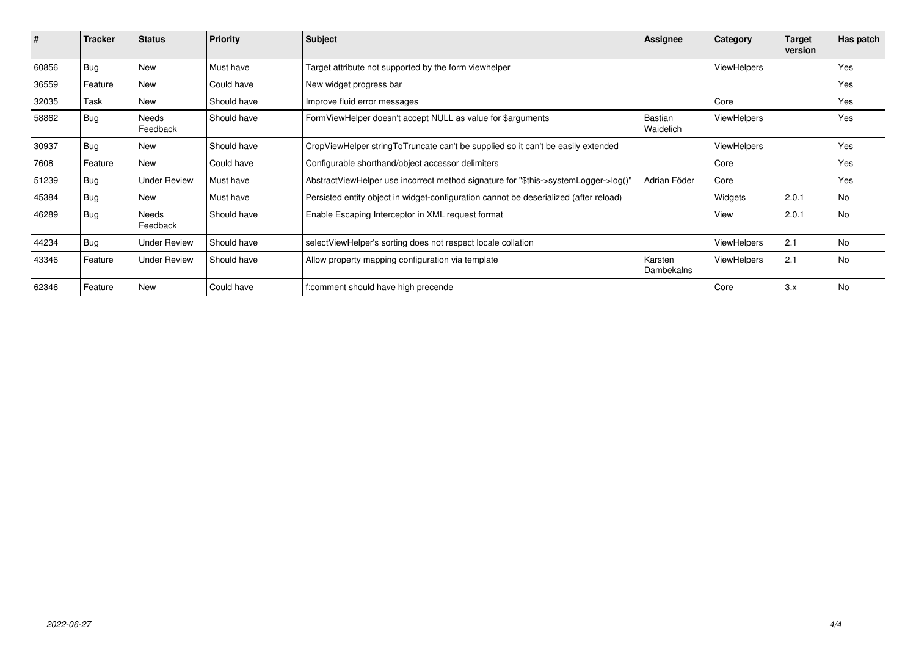| # | Tracker | Status | Priority | Subject | Assignee | Category | Target version | Has patch |
|---|---|---|---|---|---|---|---|---|
| 60856 | Bug | New | Must have | Target attribute not supported by the form viewhelper | | ViewHelpers | | Yes |
| 36559 | Feature | New | Could have | New widget progress bar | | | | Yes |
| 32035 | Task | New | Should have | Improve fluid error messages | | Core | | Yes |
| 58862 | Bug | Needs Feedback | Should have | FormViewHelper doesn't accept NULL as value for $arguments | Bastian Waidelich | ViewHelpers | | Yes |
| 30937 | Bug | New | Should have | CropViewHelper stringToTruncate can't be supplied so it can't be easily extended | | ViewHelpers | | Yes |
| 7608 | Feature | New | Could have | Configurable shorthand/object accessor delimiters | | Core | | Yes |
| 51239 | Bug | Under Review | Must have | AbstractViewHelper use incorrect method signature for "$this->systemLogger->log()" | Adrian Föder | Core | | Yes |
| 45384 | Bug | New | Must have | Persisted entity object in widget-configuration cannot be deserialized (after reload) | | Widgets | 2.0.1 | No |
| 46289 | Bug | Needs Feedback | Should have | Enable Escaping Interceptor in XML request format | | View | 2.0.1 | No |
| 44234 | Bug | Under Review | Should have | selectViewHelper's sorting does not respect locale collation | | ViewHelpers | 2.1 | No |
| 43346 | Feature | Under Review | Should have | Allow property mapping configuration via template | Karsten Dambekalns | ViewHelpers | 2.1 | No |
| 62346 | Feature | New | Could have | f:comment should have high precende | | Core | 3.x | No |